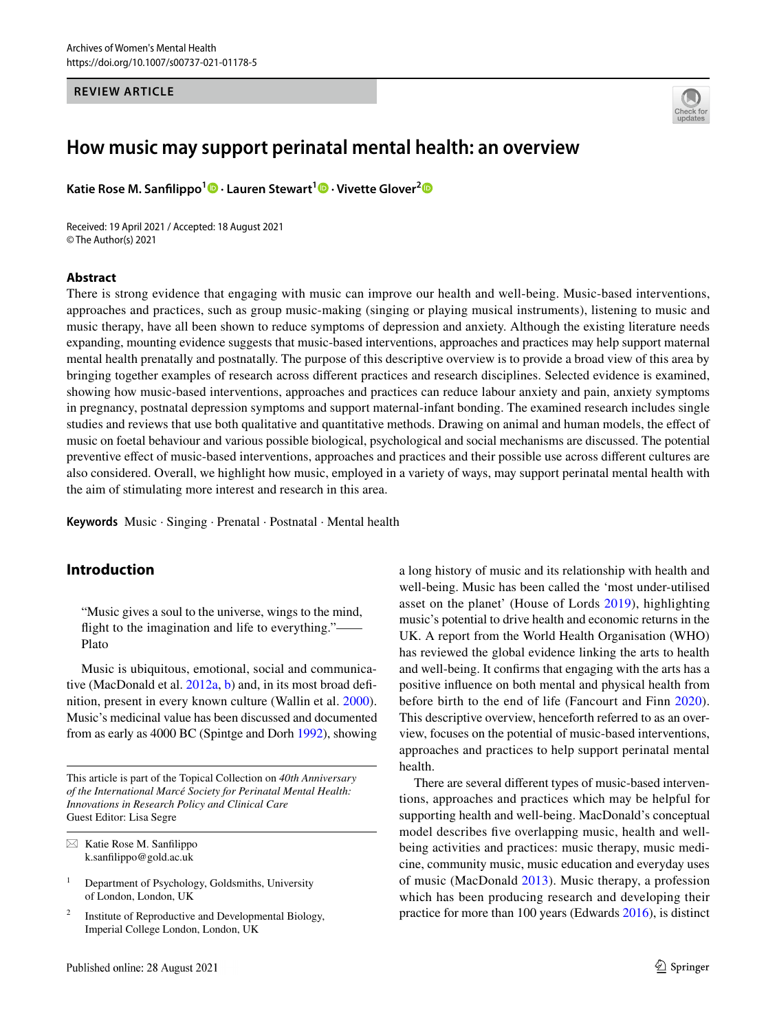REVIEW ARTICLE

# How music may support perinatal mental health: an overview

**Katie Rose M. Sanfilippo[1] · Lauren Stewart[1] · Vivette Glover[2]**

Received: 19 April 2021 / Accepted: 18 August 2021
© The Author(s) 2021

## Abstract

There is strong evidence that engaging with music can improve our health and well-being. Music-based interventions, approaches and practices, such as group music-making (singing or playing musical instruments), listening to music and music therapy, have all been shown to reduce symptoms of depression and anxiety. Although the existing literature needs expanding, mounting evidence suggests that music-based interventions, approaches and practices may help support maternal mental health prenatally and postnatally. The purpose of this descriptive overview is to provide a broad view of this area by bringing together examples of research across different practices and research disciplines. Selected evidence is examined, showing how music-based interventions, approaches and practices can reduce labour anxiety and pain, anxiety symptoms in pregnancy, postnatal depression symptoms and support maternal-infant bonding. The examined research includes single studies and reviews that use both qualitative and quantitative methods. Drawing on animal and human models, the effect of music on foetal behaviour and various possible biological, psychological and social mechanisms are discussed. The potential preventive effect of music-based interventions, approaches and practices and their possible use across different cultures are also considered. Overall, we highlight how music, employed in a variety of ways, may support perinatal mental health with the aim of stimulating more interest and research in this area.

**Keywords** Music · Singing · Prenatal · Postnatal · Mental health

## Introduction

> "Music gives a soul to the universe, wings to the mind, flight to the imagination and life to everything."——Plato

Music is ubiquitous, emotional, social and communicative (MacDonald et al. 2012a, b) and, in its most broad definition, present in every known culture (Wallin et al. 2000). Music's medicinal value has been discussed and documented from as early as 4000 BC (Spintge and Dorh 1992), showing a long history of music and its relationship with health and well-being. Music has been called the 'most under-utilised asset on the planet' (House of Lords 2019), highlighting music's potential to drive health and economic returns in the UK. A report from the World Health Organisation (WHO) has reviewed the global evidence linking the arts to health and well-being. It confirms that engaging with the arts has a positive influence on both mental and physical health from before birth to the end of life (Fancourt and Finn 2020). This descriptive overview, henceforth referred to as an overview, focuses on the potential of music-based interventions, approaches and practices to help support perinatal mental health.

There are several different types of music-based interventions, approaches and practices which may be helpful for supporting health and well-being. MacDonald's conceptual model describes five overlapping music, health and well-being activities and practices: music therapy, music medicine, community music, music education and everyday uses of music (MacDonald 2013). Music therapy, a profession which has been producing research and developing their practice for more than 100 years (Edwards 2016), is distinct

This article is part of the Topical Collection on *40th Anniversary of the International Marcé Society for Perinatal Mental Health: Innovations in Research Policy and Clinical Care*
Guest Editor: Lisa Segre

✉ Katie Rose M. Sanfilippo
k.sanfilippo@gold.ac.uk

[1] Department of Psychology, Goldsmiths, University of London, London, UK

[2] Institute of Reproductive and Developmental Biology, Imperial College London, London, UK

Published online: 28 August 2021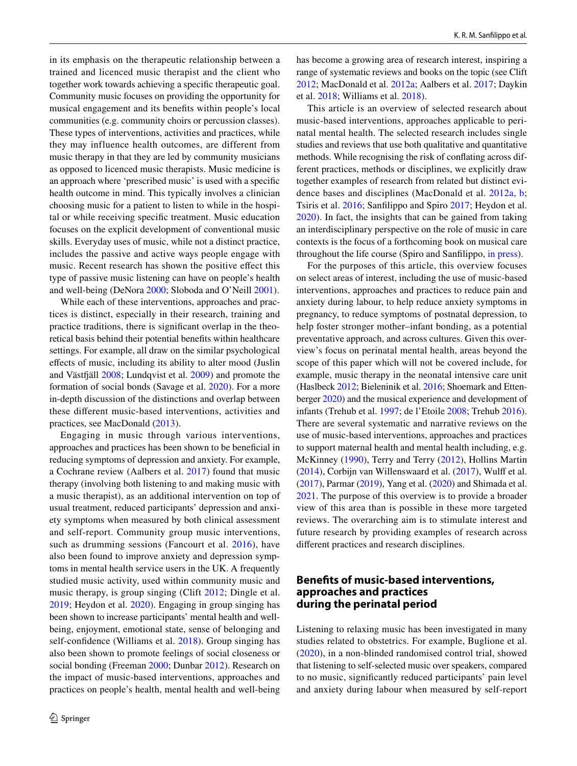in its emphasis on the therapeutic relationship between a trained and licenced music therapist and the client who together work towards achieving a specific therapeutic goal. Community music focuses on providing the opportunity for musical engagement and its benefits within people's local communities (e.g. community choirs or percussion classes). These types of interventions, activities and practices, while they may influence health outcomes, are different from music therapy in that they are led by community musicians as opposed to licenced music therapists. Music medicine is an approach where 'prescribed music' is used with a specific health outcome in mind. This typically involves a clinician choosing music for a patient to listen to while in the hospital or while receiving specific treatment. Music education focuses on the explicit development of conventional music skills. Everyday uses of music, while not a distinct practice, includes the passive and active ways people engage with music. Recent research has shown the positive effect this type of passive music listening can have on people's health and well-being (DeNora 2000; Sloboda and O'Neill 2001).

While each of these interventions, approaches and practices is distinct, especially in their research, training and practice traditions, there is significant overlap in the theoretical basis behind their potential benefits within healthcare settings. For example, all draw on the similar psychological effects of music, including its ability to alter mood (Juslin and Västfjäll 2008; Lundqvist et al. 2009) and promote the formation of social bonds (Savage et al. 2020). For a more in-depth discussion of the distinctions and overlap between these different music-based interventions, activities and practices, see MacDonald (2013).

Engaging in music through various interventions, approaches and practices has been shown to be beneficial in reducing symptoms of depression and anxiety. For example, a Cochrane review (Aalbers et al. 2017) found that music therapy (involving both listening to and making music with a music therapist), as an additional intervention on top of usual treatment, reduced participants' depression and anxiety symptoms when measured by both clinical assessment and self-report. Community group music interventions, such as drumming sessions (Fancourt et al. 2016), have also been found to improve anxiety and depression symptoms in mental health service users in the UK. A frequently studied music activity, used within community music and music therapy, is group singing (Clift 2012; Dingle et al. 2019; Heydon et al. 2020). Engaging in group singing has been shown to increase participants' mental health and well-being, enjoyment, emotional state, sense of belonging and self-confidence (Williams et al. 2018). Group singing has also been shown to promote feelings of social closeness or social bonding (Freeman 2000; Dunbar 2012). Research on the impact of music-based interventions, approaches and practices on people's health, mental health and well-being has become a growing area of research interest, inspiring a range of systematic reviews and books on the topic (see Clift 2012; MacDonald et al. 2012a; Aalbers et al. 2017; Daykin et al. 2018; Williams et al. 2018).

This article is an overview of selected research about music-based interventions, approaches applicable to perinatal mental health. The selected research includes single studies and reviews that use both qualitative and quantitative methods. While recognising the risk of conflating across different practices, methods or disciplines, we explicitly draw together examples of research from related but distinct evidence bases and disciplines (MacDonald et al. 2012a, b; Tsiris et al. 2016; Sanfilippo and Spiro 2017; Heydon et al. 2020). In fact, the insights that can be gained from taking an interdisciplinary perspective on the role of music in care contexts is the focus of a forthcoming book on musical care throughout the life course (Spiro and Sanfilippo, in press).

For the purposes of this article, this overview focuses on select areas of interest, including the use of music-based interventions, approaches and practices to reduce pain and anxiety during labour, to help reduce anxiety symptoms in pregnancy, to reduce symptoms of postnatal depression, to help foster stronger mother–infant bonding, as a potential preventative approach, and across cultures. Given this overview's focus on perinatal mental health, areas beyond the scope of this paper which will not be covered include, for example, music therapy in the neonatal intensive care unit (Haslbeck 2012; Bieleninik et al. 2016; Shoemark and Ettenberger 2020) and the musical experience and development of infants (Trehub et al. 1997; de l'Etoile 2008; Trehub 2016). There are several systematic and narrative reviews on the use of music-based interventions, approaches and practices to support maternal health and mental health including, e.g. McKinney (1990), Terry and Terry (2012), Hollins Martin (2014), Corbijn van Willenswaard et al. (2017), Wulff et al. (2017), Parmar (2019), Yang et al. (2020) and Shimada et al. 2021. The purpose of this overview is to provide a broader view of this area than is possible in these more targeted reviews. The overarching aim is to stimulate interest and future research by providing examples of research across different practices and research disciplines.

## Benefits of music-based interventions, approaches and practices during the perinatal period

Listening to relaxing music has been investigated in many studies related to obstetrics. For example, Buglione et al. (2020), in a non-blinded randomised control trial, showed that listening to self-selected music over speakers, compared to no music, significantly reduced participants' pain level and anxiety during labour when measured by self-report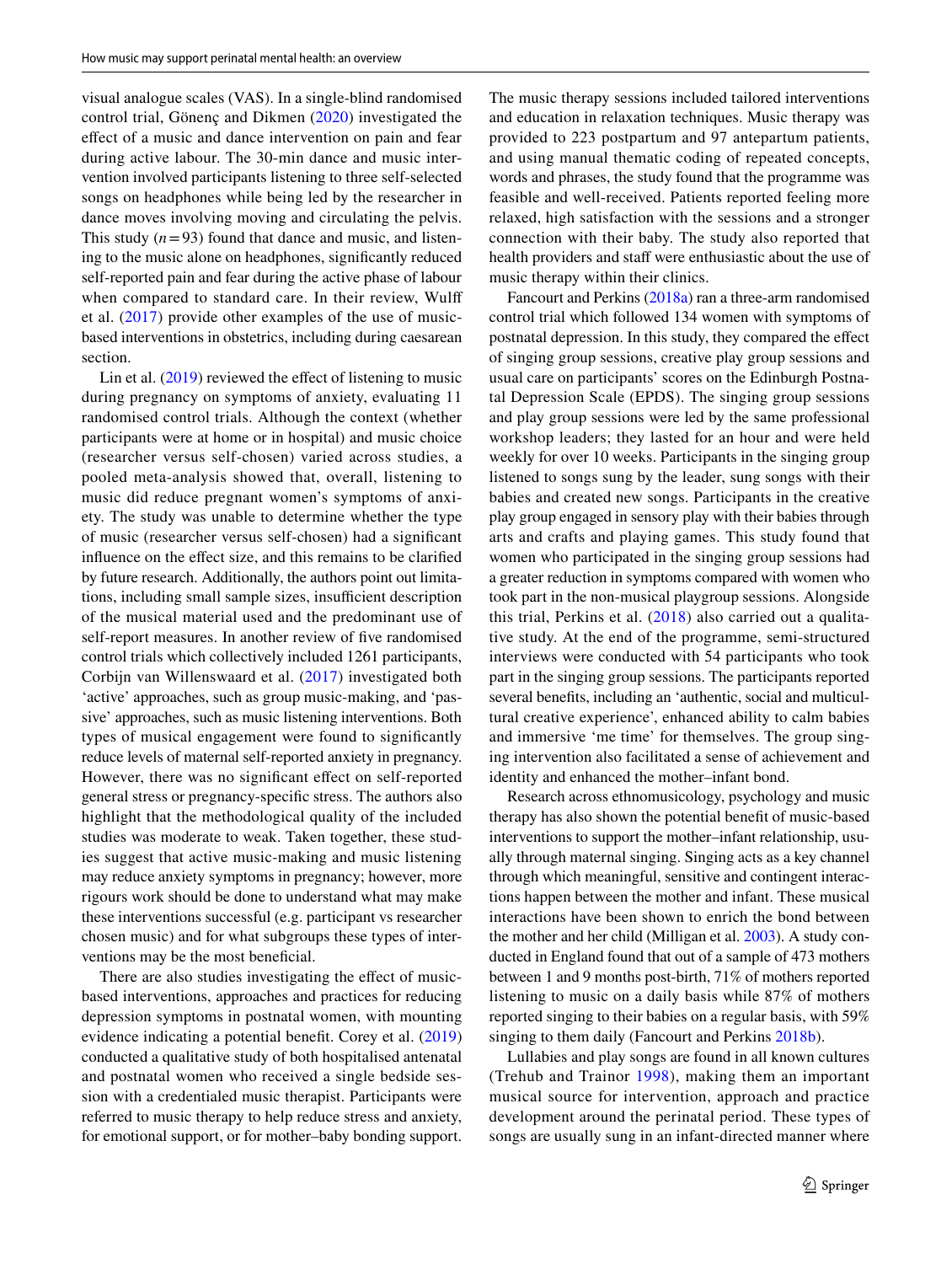visual analogue scales (VAS). In a single-blind randomised control trial, Gönenç and Dikmen (2020) investigated the effect of a music and dance intervention on pain and fear during active labour. The 30-min dance and music intervention involved participants listening to three self-selected songs on headphones while being led by the researcher in dance moves involving moving and circulating the pelvis. This study ($n = 93$) found that dance and music, and listening to the music alone on headphones, significantly reduced self-reported pain and fear during the active phase of labour when compared to standard care. In their review, Wulff et al. (2017) provide other examples of the use of music-based interventions in obstetrics, including during caesarean section.

Lin et al. (2019) reviewed the effect of listening to music during pregnancy on symptoms of anxiety, evaluating 11 randomised control trials. Although the context (whether participants were at home or in hospital) and music choice (researcher versus self-chosen) varied across studies, a pooled meta-analysis showed that, overall, listening to music did reduce pregnant women's symptoms of anxiety. The study was unable to determine whether the type of music (researcher versus self-chosen) had a significant influence on the effect size, and this remains to be clarified by future research. Additionally, the authors point out limitations, including small sample sizes, insufficient description of the musical material used and the predominant use of self-report measures. In another review of five randomised control trials which collectively included 1261 participants, Corbijn van Willenswaard et al. (2017) investigated both 'active' approaches, such as group music-making, and 'passive' approaches, such as music listening interventions. Both types of musical engagement were found to significantly reduce levels of maternal self-reported anxiety in pregnancy. However, there was no significant effect on self-reported general stress or pregnancy-specific stress. The authors also highlight that the methodological quality of the included studies was moderate to weak. Taken together, these studies suggest that active music-making and music listening may reduce anxiety symptoms in pregnancy; however, more rigours work should be done to understand what may make these interventions successful (e.g. participant vs researcher chosen music) and for what subgroups these types of interventions may be the most beneficial.

There are also studies investigating the effect of music-based interventions, approaches and practices for reducing depression symptoms in postnatal women, with mounting evidence indicating a potential benefit. Corey et al. (2019) conducted a qualitative study of both hospitalised antenatal and postnatal women who received a single bedside session with a credentialed music therapist. Participants were referred to music therapy to help reduce stress and anxiety, for emotional support, or for mother–baby bonding support. The music therapy sessions included tailored interventions and education in relaxation techniques. Music therapy was provided to 223 postpartum and 97 antepartum patients, and using manual thematic coding of repeated concepts, words and phrases, the study found that the programme was feasible and well-received. Patients reported feeling more relaxed, high satisfaction with the sessions and a stronger connection with their baby. The study also reported that health providers and staff were enthusiastic about the use of music therapy within their clinics.

Fancourt and Perkins (2018a) ran a three-arm randomised control trial which followed 134 women with symptoms of postnatal depression. In this study, they compared the effect of singing group sessions, creative play group sessions and usual care on participants' scores on the Edinburgh Postnatal Depression Scale (EPDS). The singing group sessions and play group sessions were led by the same professional workshop leaders; they lasted for an hour and were held weekly for over 10 weeks. Participants in the singing group listened to songs sung by the leader, sung songs with their babies and created new songs. Participants in the creative play group engaged in sensory play with their babies through arts and crafts and playing games. This study found that women who participated in the singing group sessions had a greater reduction in symptoms compared with women who took part in the non-musical playgroup sessions. Alongside this trial, Perkins et al. (2018) also carried out a qualitative study. At the end of the programme, semi-structured interviews were conducted with 54 participants who took part in the singing group sessions. The participants reported several benefits, including an 'authentic, social and multicultural creative experience', enhanced ability to calm babies and immersive 'me time' for themselves. The group singing intervention also facilitated a sense of achievement and identity and enhanced the mother–infant bond.

Research across ethnomusicology, psychology and music therapy has also shown the potential benefit of music-based interventions to support the mother–infant relationship, usually through maternal singing. Singing acts as a key channel through which meaningful, sensitive and contingent interactions happen between the mother and infant. These musical interactions have been shown to enrich the bond between the mother and her child (Milligan et al. 2003). A study conducted in England found that out of a sample of 473 mothers between 1 and 9 months post-birth, 71% of mothers reported listening to music on a daily basis while 87% of mothers reported singing to their babies on a regular basis, with 59% singing to them daily (Fancourt and Perkins 2018b).

Lullabies and play songs are found in all known cultures (Trehub and Trainor 1998), making them an important musical source for intervention, approach and practice development around the perinatal period. These types of songs are usually sung in an infant-directed manner where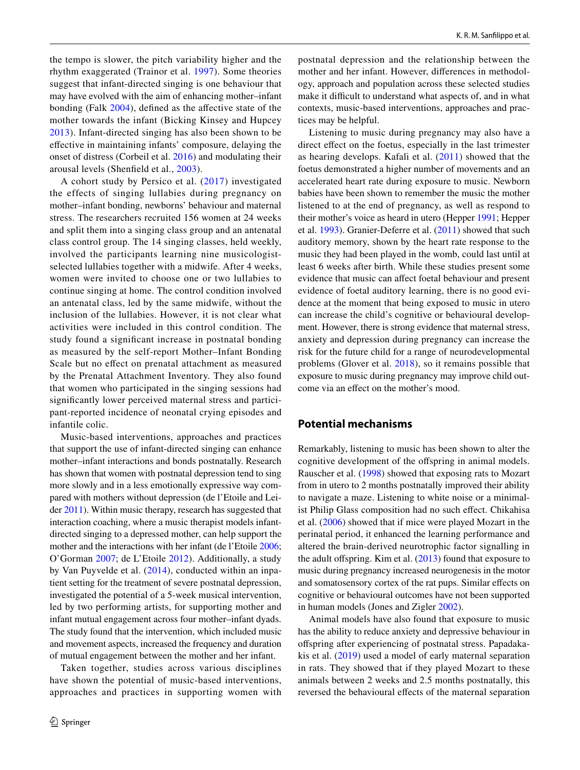the tempo is slower, the pitch variability higher and the rhythm exaggerated (Trainor et al. 1997). Some theories suggest that infant-directed singing is one behaviour that may have evolved with the aim of enhancing mother–infant bonding (Falk 2004), defined as the affective state of the mother towards the infant (Bicking Kinsey and Hupcey 2013). Infant-directed singing has also been shown to be effective in maintaining infants' composure, delaying the onset of distress (Corbeil et al. 2016) and modulating their arousal levels (Shenfield et al., 2003).

A cohort study by Persico et al. (2017) investigated the effects of singing lullabies during pregnancy on mother–infant bonding, newborns' behaviour and maternal stress. The researchers recruited 156 women at 24 weeks and split them into a singing class group and an antenatal class control group. The 14 singing classes, held weekly, involved the participants learning nine musicologist-selected lullabies together with a midwife. After 4 weeks, women were invited to choose one or two lullabies to continue singing at home. The control condition involved an antenatal class, led by the same midwife, without the inclusion of the lullabies. However, it is not clear what activities were included in this control condition. The study found a significant increase in postnatal bonding as measured by the self-report Mother–Infant Bonding Scale but no effect on prenatal attachment as measured by the Prenatal Attachment Inventory. They also found that women who participated in the singing sessions had significantly lower perceived maternal stress and participant-reported incidence of neonatal crying episodes and infantile colic.

Music-based interventions, approaches and practices that support the use of infant-directed singing can enhance mother–infant interactions and bonds postnatally. Research has shown that women with postnatal depression tend to sing more slowly and in a less emotionally expressive way compared with mothers without depression (de l'Etoile and Leider 2011). Within music therapy, research has suggested that interaction coaching, where a music therapist models infant-directed singing to a depressed mother, can help support the mother and the interactions with her infant (de l'Etoile 2006; O'Gorman 2007; de L'Etoile 2012). Additionally, a study by Van Puyvelde et al. (2014), conducted within an inpatient setting for the treatment of severe postnatal depression, investigated the potential of a 5-week musical intervention, led by two performing artists, for supporting mother and infant mutual engagement across four mother–infant dyads. The study found that the intervention, which included music and movement aspects, increased the frequency and duration of mutual engagement between the mother and her infant.

Taken together, studies across various disciplines have shown the potential of music-based interventions, approaches and practices in supporting women with postnatal depression and the relationship between the mother and her infant. However, differences in methodology, approach and population across these selected studies make it difficult to understand what aspects of, and in what contexts, music-based interventions, approaches and practices may be helpful.

Listening to music during pregnancy may also have a direct effect on the foetus, especially in the last trimester as hearing develops. Kafali et al. (2011) showed that the foetus demonstrated a higher number of movements and an accelerated heart rate during exposure to music. Newborn babies have been shown to remember the music the mother listened to at the end of pregnancy, as well as respond to their mother's voice as heard in utero (Hepper 1991; Hepper et al. 1993). Granier-Deferre et al. (2011) showed that such auditory memory, shown by the heart rate response to the music they had been played in the womb, could last until at least 6 weeks after birth. While these studies present some evidence that music can affect foetal behaviour and present evidence of foetal auditory learning, there is no good evidence at the moment that being exposed to music in utero can increase the child's cognitive or behavioural development. However, there is strong evidence that maternal stress, anxiety and depression during pregnancy can increase the risk for the future child for a range of neurodevelopmental problems (Glover et al. 2018), so it remains possible that exposure to music during pregnancy may improve child outcome via an effect on the mother's mood.

## Potential mechanisms

Remarkably, listening to music has been shown to alter the cognitive development of the offspring in animal models. Rauscher et al. (1998) showed that exposing rats to Mozart from in utero to 2 months postnatally improved their ability to navigate a maze. Listening to white noise or a minimalist Philip Glass composition had no such effect. Chikahisa et al. (2006) showed that if mice were played Mozart in the perinatal period, it enhanced the learning performance and altered the brain-derived neurotrophic factor signalling in the adult offspring. Kim et al. (2013) found that exposure to music during pregnancy increased neurogenesis in the motor and somatosensory cortex of the rat pups. Similar effects on cognitive or behavioural outcomes have not been supported in human models (Jones and Zigler 2002).

Animal models have also found that exposure to music has the ability to reduce anxiety and depressive behaviour in offspring after experiencing of postnatal stress. Papadakakis et al. (2019) used a model of early maternal separation in rats. They showed that if they played Mozart to these animals between 2 weeks and 2.5 months postnatally, this reversed the behavioural effects of the maternal separation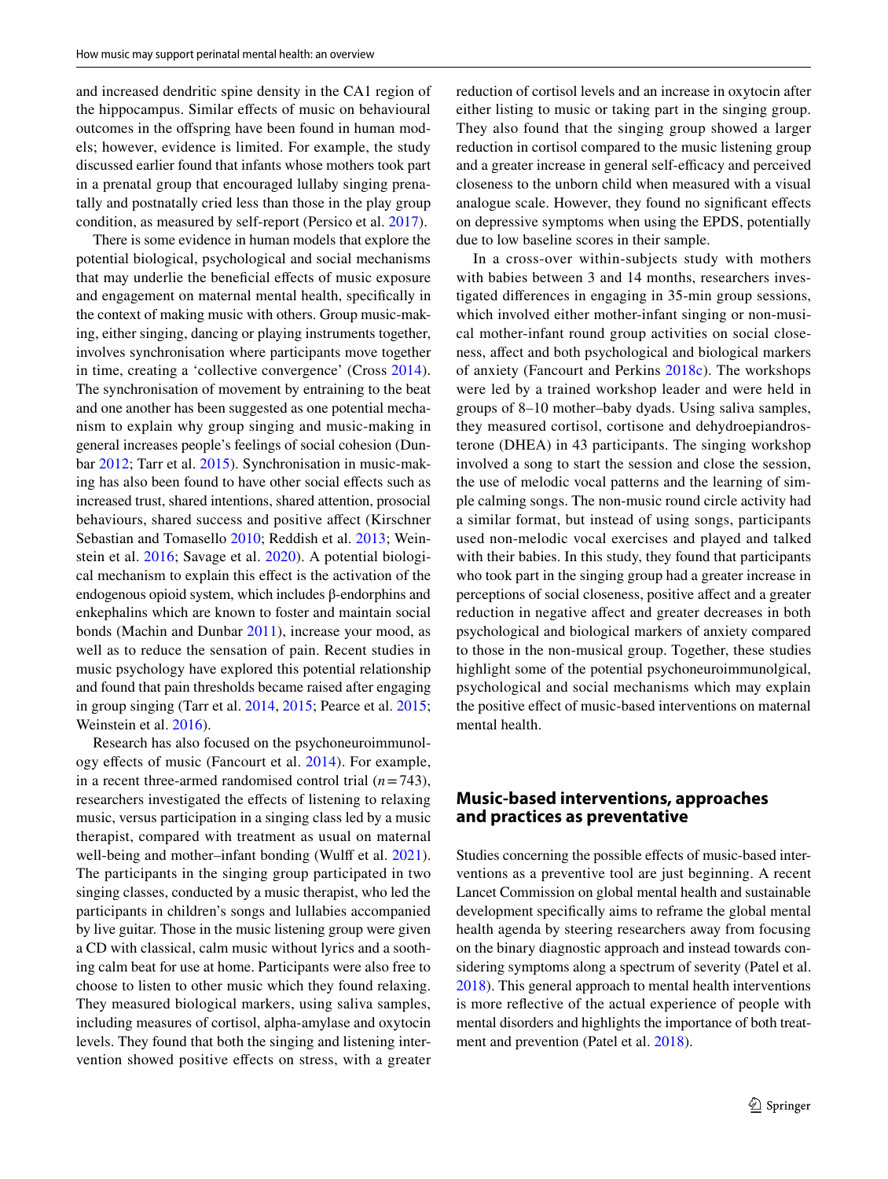and increased dendritic spine density in the CA1 region of the hippocampus. Similar effects of music on behavioural outcomes in the offspring have been found in human models; however, evidence is limited. For example, the study discussed earlier found that infants whose mothers took part in a prenatal group that encouraged lullaby singing prenatally and postnatally cried less than those in the play group condition, as measured by self-report (Persico et al. 2017).

There is some evidence in human models that explore the potential biological, psychological and social mechanisms that may underlie the beneficial effects of music exposure and engagement on maternal mental health, specifically in the context of making music with others. Group music-making, either singing, dancing or playing instruments together, involves synchronisation where participants move together in time, creating a 'collective convergence' (Cross 2014). The synchronisation of movement by entraining to the beat and one another has been suggested as one potential mechanism to explain why group singing and music-making in general increases people's feelings of social cohesion (Dunbar 2012; Tarr et al. 2015). Synchronisation in music-making has also been found to have other social effects such as increased trust, shared intentions, shared attention, prosocial behaviours, shared success and positive affect (Kirschner Sebastian and Tomasello 2010; Reddish et al. 2013; Weinstein et al. 2016; Savage et al. 2020). A potential biological mechanism to explain this effect is the activation of the endogenous opioid system, which includes β-endorphins and enkephalins which are known to foster and maintain social bonds (Machin and Dunbar 2011), increase your mood, as well as to reduce the sensation of pain. Recent studies in music psychology have explored this potential relationship and found that pain thresholds became raised after engaging in group singing (Tarr et al. 2014, 2015; Pearce et al. 2015; Weinstein et al. 2016).

Research has also focused on the psychoneuroimmunology effects of music (Fancourt et al. 2014). For example, in a recent three-armed randomised control trial ($n = 743$), researchers investigated the effects of listening to relaxing music, versus participation in a singing class led by a music therapist, compared with treatment as usual on maternal well-being and mother–infant bonding (Wulff et al. 2021). The participants in the singing group participated in two singing classes, conducted by a music therapist, who led the participants in children's songs and lullabies accompanied by live guitar. Those in the music listening group were given a CD with classical, calm music without lyrics and a soothing calm beat for use at home. Participants were also free to choose to listen to other music which they found relaxing. They measured biological markers, using saliva samples, including measures of cortisol, alpha-amylase and oxytocin levels. They found that both the singing and listening intervention showed positive effects on stress, with a greater reduction of cortisol levels and an increase in oxytocin after either listing to music or taking part in the singing group. They also found that the singing group showed a larger reduction in cortisol compared to the music listening group and a greater increase in general self-efficacy and perceived closeness to the unborn child when measured with a visual analogue scale. However, they found no significant effects on depressive symptoms when using the EPDS, potentially due to low baseline scores in their sample.

In a cross-over within-subjects study with mothers with babies between 3 and 14 months, researchers investigated differences in engaging in 35-min group sessions, which involved either mother-infant singing or non-musical mother-infant round group activities on social closeness, affect and both psychological and biological markers of anxiety (Fancourt and Perkins 2018c). The workshops were led by a trained workshop leader and were held in groups of 8–10 mother–baby dyads. Using saliva samples, they measured cortisol, cortisone and dehydroepiandrosterone (DHEA) in 43 participants. The singing workshop involved a song to start the session and close the session, the use of melodic vocal patterns and the learning of simple calming songs. The non-music round circle activity had a similar format, but instead of using songs, participants used non-melodic vocal exercises and played and talked with their babies. In this study, they found that participants who took part in the singing group had a greater increase in perceptions of social closeness, positive affect and a greater reduction in negative affect and greater decreases in both psychological and biological markers of anxiety compared to those in the non-musical group. Together, these studies highlight some of the potential psychoneuroimmunolgical, psychological and social mechanisms which may explain the positive effect of music-based interventions on maternal mental health.

## Music-based interventions, approaches and practices as preventative

Studies concerning the possible effects of music-based interventions as a preventive tool are just beginning. A recent Lancet Commission on global mental health and sustainable development specifically aims to reframe the global mental health agenda by steering researchers away from focusing on the binary diagnostic approach and instead towards considering symptoms along a spectrum of severity (Patel et al. 2018). This general approach to mental health interventions is more reflective of the actual experience of people with mental disorders and highlights the importance of both treatment and prevention (Patel et al. 2018).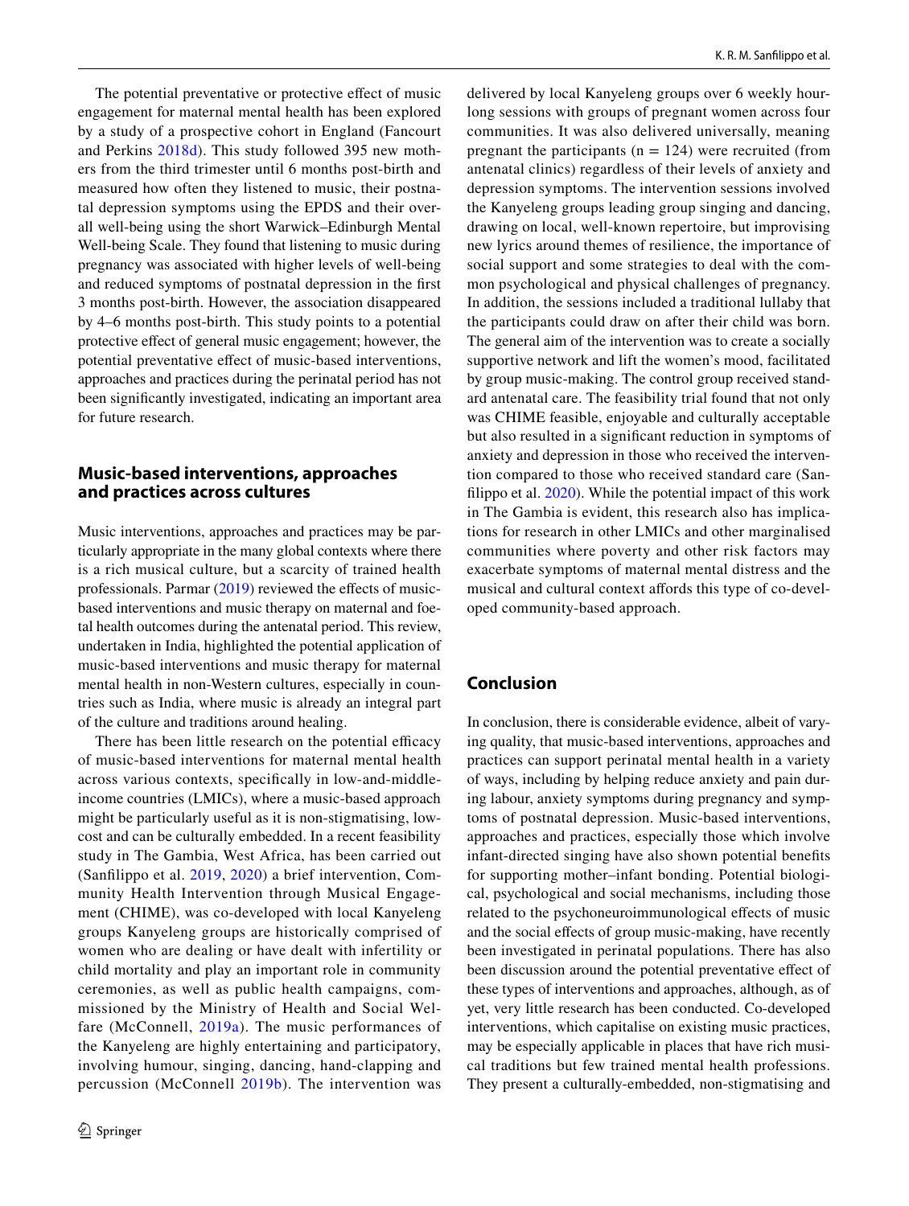The potential preventative or protective effect of music engagement for maternal mental health has been explored by a study of a prospective cohort in England (Fancourt and Perkins 2018d). This study followed 395 new mothers from the third trimester until 6 months post-birth and measured how often they listened to music, their postnatal depression symptoms using the EPDS and their overall well-being using the short Warwick–Edinburgh Mental Well-being Scale. They found that listening to music during pregnancy was associated with higher levels of well-being and reduced symptoms of postnatal depression in the first 3 months post-birth. However, the association disappeared by 4–6 months post-birth. This study points to a potential protective effect of general music engagement; however, the potential preventative effect of music-based interventions, approaches and practices during the perinatal period has not been significantly investigated, indicating an important area for future research.

## Music-based interventions, approaches and practices across cultures

Music interventions, approaches and practices may be particularly appropriate in the many global contexts where there is a rich musical culture, but a scarcity of trained health professionals. Parmar (2019) reviewed the effects of music-based interventions and music therapy on maternal and foetal health outcomes during the antenatal period. This review, undertaken in India, highlighted the potential application of music-based interventions and music therapy for maternal mental health in non-Western cultures, especially in countries such as India, where music is already an integral part of the culture and traditions around healing.

There has been little research on the potential efficacy of music-based interventions for maternal mental health across various contexts, specifically in low-and-middle-income countries (LMICs), where a music-based approach might be particularly useful as it is non-stigmatising, low-cost and can be culturally embedded. In a recent feasibility study in The Gambia, West Africa, has been carried out (Sanfilippo et al. 2019, 2020) a brief intervention, Community Health Intervention through Musical Engagement (CHIME), was co-developed with local Kanyeleng groups Kanyeleng groups are historically comprised of women who are dealing or have dealt with infertility or child mortality and play an important role in community ceremonies, as well as public health campaigns, commissioned by the Ministry of Health and Social Welfare (McConnell, 2019a). The music performances of the Kanyeleng are highly entertaining and participatory, involving humour, singing, dancing, hand-clapping and percussion (McConnell 2019b). The intervention was delivered by local Kanyeleng groups over 6 weekly hour-long sessions with groups of pregnant women across four communities. It was also delivered universally, meaning pregnant the participants (n = 124) were recruited (from antenatal clinics) regardless of their levels of anxiety and depression symptoms. The intervention sessions involved the Kanyeleng groups leading group singing and dancing, drawing on local, well-known repertoire, but improvising new lyrics around themes of resilience, the importance of social support and some strategies to deal with the common psychological and physical challenges of pregnancy. In addition, the sessions included a traditional lullaby that the participants could draw on after their child was born. The general aim of the intervention was to create a socially supportive network and lift the women's mood, facilitated by group music-making. The control group received standard antenatal care. The feasibility trial found that not only was CHIME feasible, enjoyable and culturally acceptable but also resulted in a significant reduction in symptoms of anxiety and depression in those who received the intervention compared to those who received standard care (Sanfilippo et al. 2020). While the potential impact of this work in The Gambia is evident, this research also has implications for research in other LMICs and other marginalised communities where poverty and other risk factors may exacerbate symptoms of maternal mental distress and the musical and cultural context affords this type of co-developed community-based approach.

## Conclusion

In conclusion, there is considerable evidence, albeit of varying quality, that music-based interventions, approaches and practices can support perinatal mental health in a variety of ways, including by helping reduce anxiety and pain during labour, anxiety symptoms during pregnancy and symptoms of postnatal depression. Music-based interventions, approaches and practices, especially those which involve infant-directed singing have also shown potential benefits for supporting mother–infant bonding. Potential biological, psychological and social mechanisms, including those related to the psychoneuroimmunological effects of music and the social effects of group music-making, have recently been investigated in perinatal populations. There has also been discussion around the potential preventative effect of these types of interventions and approaches, although, as of yet, very little research has been conducted. Co-developed interventions, which capitalise on existing music practices, may be especially applicable in places that have rich musical traditions but few trained mental health professions. They present a culturally-embedded, non-stigmatising and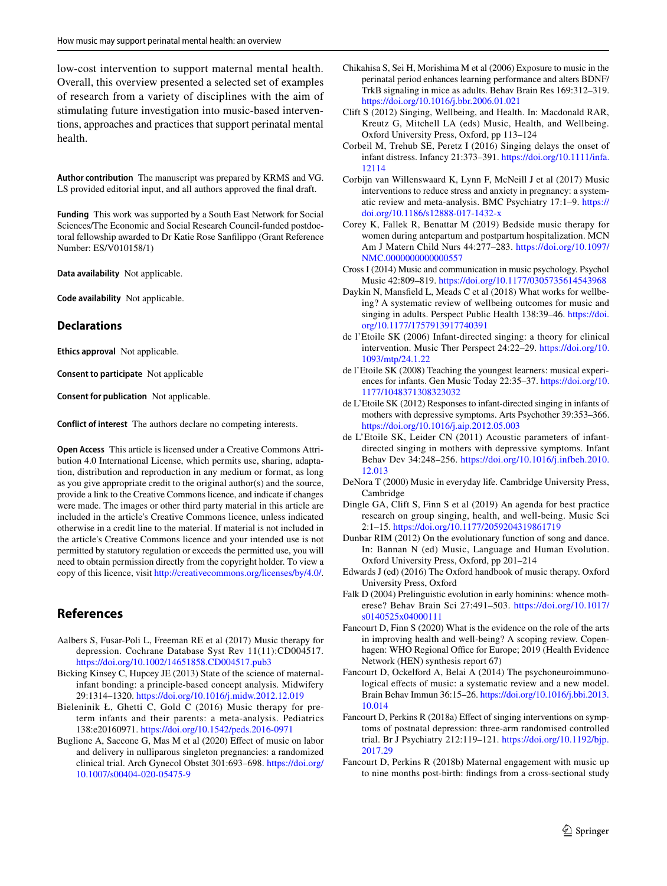low-cost intervention to support maternal mental health. Overall, this overview presented a selected set of examples of research from a variety of disciplines with the aim of stimulating future investigation into music-based interventions, approaches and practices that support perinatal mental health.

**Author contribution** The manuscript was prepared by KRMS and VG. LS provided editorial input, and all authors approved the final draft.

**Funding** This work was supported by a South East Network for Social Sciences/The Economic and Social Research Council-funded postdoctoral fellowship awarded to Dr Katie Rose Sanfilippo (Grant Reference Number: ES/V010158/1)

**Data availability** Not applicable.

**Code availability** Not applicable.

## Declarations

**Ethics approval** Not applicable.

**Consent to participate** Not applicable

**Consent for publication** Not applicable.

**Conflict of interest** The authors declare no competing interests.

**Open Access** This article is licensed under a Creative Commons Attribution 4.0 International License, which permits use, sharing, adaptation, distribution and reproduction in any medium or format, as long as you give appropriate credit to the original author(s) and the source, provide a link to the Creative Commons licence, and indicate if changes were made. The images or other third party material in this article are included in the article's Creative Commons licence, unless indicated otherwise in a credit line to the material. If material is not included in the article's Creative Commons licence and your intended use is not permitted by statutory regulation or exceeds the permitted use, you will need to obtain permission directly from the copyright holder. To view a copy of this licence, visit http://creativecommons.org/licenses/by/4.0/.

## References

Aalbers S, Fusar-Poli L, Freeman RE et al (2017) Music therapy for depression. Cochrane Database Syst Rev 11(11):CD004517. https://doi.org/10.1002/14651858.CD004517.pub3

Bicking Kinsey C, Hupcey JE (2013) State of the science of maternal-infant bonding: a principle-based concept analysis. Midwifery 29:1314–1320. https://doi.org/10.1016/j.midw.2012.12.019

Bieleninik Ł, Ghetti C, Gold C (2016) Music therapy for preterm infants and their parents: a meta-analysis. Pediatrics 138:e20160971. https://doi.org/10.1542/peds.2016-0971

Buglione A, Saccone G, Mas M et al (2020) Effect of music on labor and delivery in nulliparous singleton pregnancies: a randomized clinical trial. Arch Gynecol Obstet 301:693–698. https://doi.org/10.1007/s00404-020-05475-9

Chikahisa S, Sei H, Morishima M et al (2006) Exposure to music in the perinatal period enhances learning performance and alters BDNF/TrkB signaling in mice as adults. Behav Brain Res 169:312–319. https://doi.org/10.1016/j.bbr.2006.01.021

Clift S (2012) Singing, Wellbeing, and Health. In: Macdonald RAR, Kreutz G, Mitchell LA (eds) Music, Health, and Wellbeing. Oxford University Press, Oxford, pp 113–124

Corbeil M, Trehub SE, Peretz I (2016) Singing delays the onset of infant distress. Infancy 21:373–391. https://doi.org/10.1111/infa.12114

Corbijn van Willenswaard K, Lynn F, McNeill J et al (2017) Music interventions to reduce stress and anxiety in pregnancy: a systematic review and meta-analysis. BMC Psychiatry 17:1–9. https://doi.org/10.1186/s12888-017-1432-x

Corey K, Fallek R, Benattar M (2019) Bedside music therapy for women during antepartum and postpartum hospitalization. MCN Am J Matern Child Nurs 44:277–283. https://doi.org/10.1097/NMC.0000000000000557

Cross I (2014) Music and communication in music psychology. Psychol Music 42:809–819. https://doi.org/10.1177/0305735614543968

Daykin N, Mansfield L, Meads C et al (2018) What works for wellbeing? A systematic review of wellbeing outcomes for music and singing in adults. Perspect Public Health 138:39–46. https://doi.org/10.1177/1757913917740391

de l'Etoile SK (2006) Infant-directed singing: a theory for clinical intervention. Music Ther Perspect 24:22–29. https://doi.org/10.1093/mtp/24.1.22

de l'Etoile SK (2008) Teaching the youngest learners: musical experiences for infants. Gen Music Today 22:35–37. https://doi.org/10.1177/1048371308323032

de L'Etoile SK (2012) Responses to infant-directed singing in infants of mothers with depressive symptoms. Arts Psychother 39:353–366. https://doi.org/10.1016/j.aip.2012.05.003

de L'Etoile SK, Leider CN (2011) Acoustic parameters of infant-directed singing in mothers with depressive symptoms. Infant Behav Dev 34:248–256. https://doi.org/10.1016/j.infbeh.2010.12.013

DeNora T (2000) Music in everyday life. Cambridge University Press, Cambridge

Dingle GA, Clift S, Finn S et al (2019) An agenda for best practice research on group singing, health, and well-being. Music Sci 2:1–15. https://doi.org/10.1177/2059204319861719

Dunbar RIM (2012) On the evolutionary function of song and dance. In: Bannan N (ed) Music, Language and Human Evolution. Oxford University Press, Oxford, pp 201–214

Edwards J (ed) (2016) The Oxford handbook of music therapy. Oxford University Press, Oxford

Falk D (2004) Prelinguistic evolution in early hominins: whence motherese? Behav Brain Sci 27:491–503. https://doi.org/10.1017/s0140525x04000111

Fancourt D, Finn S (2020) What is the evidence on the role of the arts in improving health and well-being? A scoping review. Copenhagen: WHO Regional Office for Europe; 2019 (Health Evidence Network (HEN) synthesis report 67)

Fancourt D, Ockelford A, Belai A (2014) The psychoneuroimmunological effects of music: a systematic review and a new model. Brain Behav Immun 36:15–26. https://doi.org/10.1016/j.bbi.2013.10.014

Fancourt D, Perkins R (2018a) Effect of singing interventions on symptoms of postnatal depression: three-arm randomised controlled trial. Br J Psychiatry 212:119–121. https://doi.org/10.1192/bjp.2017.29

Fancourt D, Perkins R (2018b) Maternal engagement with music up to nine months post-birth: findings from a cross-sectional study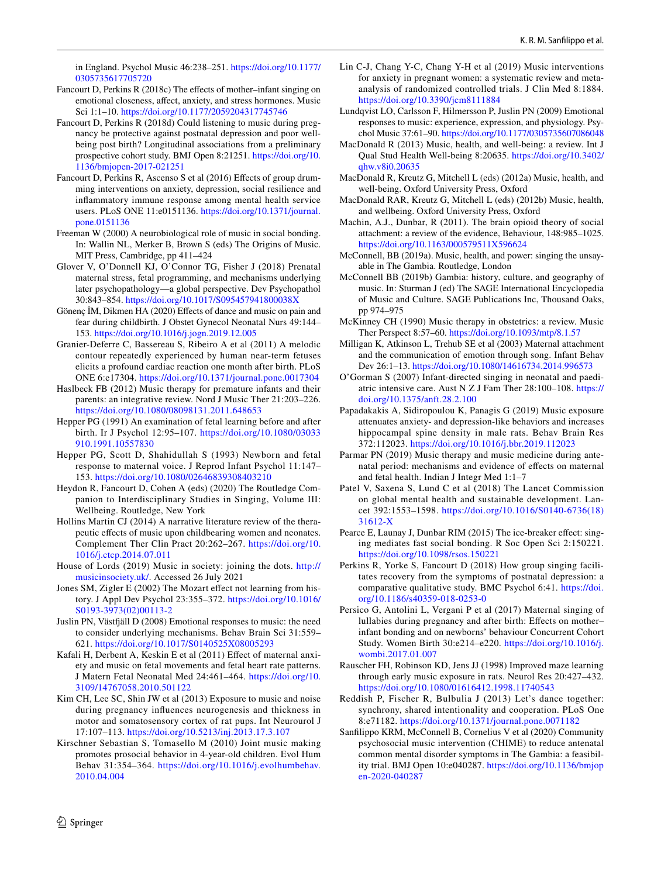in England. Psychol Music 46:238–251. https://doi.org/10.1177/0305735617705720

Fancourt D, Perkins R (2018c) The effects of mother–infant singing on emotional closeness, affect, anxiety, and stress hormones. Music Sci 1:1–10. https://doi.org/10.1177/2059204317745746

Fancourt D, Perkins R (2018d) Could listening to music during pregnancy be protective against postnatal depression and poor wellbeing post birth? Longitudinal associations from a preliminary prospective cohort study. BMJ Open 8:21251. https://doi.org/10.1136/bmjopen-2017-021251

Fancourt D, Perkins R, Ascenso S et al (2016) Effects of group drumming interventions on anxiety, depression, social resilience and inflammatory immune response among mental health service users. PLoS ONE 11:e0151136. https://doi.org/10.1371/journal.pone.0151136

Freeman W (2000) A neurobiological role of music in social bonding. In: Wallin NL, Merker B, Brown S (eds) The Origins of Music. MIT Press, Cambridge, pp 411–424

Glover V, O'Donnell KJ, O'Connor TG, Fisher J (2018) Prenatal maternal stress, fetal programming, and mechanisms underlying later psychopathology—a global perspective. Dev Psychopathol 30:843–854. https://doi.org/10.1017/S095457941800038X

Gönenç İM, Dikmen HA (2020) Effects of dance and music on pain and fear during childbirth. J Obstet Gynecol Neonatal Nurs 49:144–153. https://doi.org/10.1016/j.jogn.2019.12.005

Granier-Deferre C, Bassereau S, Ribeiro A et al (2011) A melodic contour repeatedly experienced by human near-term fetuses elicits a profound cardiac reaction one month after birth. PLoS ONE 6:e17304. https://doi.org/10.1371/journal.pone.0017304

Haslbeck FB (2012) Music therapy for premature infants and their parents: an integrative review. Nord J Music Ther 21:203–226. https://doi.org/10.1080/08098131.2011.648653

Hepper PG (1991) An examination of fetal learning before and after birth. Ir J Psychol 12:95–107. https://doi.org/10.1080/03033910.1991.10557830

Hepper PG, Scott D, Shahidullah S (1993) Newborn and fetal response to maternal voice. J Reprod Infant Psychol 11:147–153. https://doi.org/10.1080/02646839308403210

Heydon R, Fancourt D, Cohen A (eds) (2020) The Routledge Companion to Interdisciplinary Studies in Singing, Volume III: Wellbeing. Routledge, New York

Hollins Martin CJ (2014) A narrative literature review of the therapeutic effects of music upon childbearing women and neonates. Complement Ther Clin Pract 20:262–267. https://doi.org/10.1016/j.ctcp.2014.07.011

House of Lords (2019) Music in society: joining the dots. http://musicinsociety.uk/. Accessed 26 July 2021

Jones SM, Zigler E (2002) The Mozart effect not learning from history. J Appl Dev Psychol 23:355–372. https://doi.org/10.1016/S0193-3973(02)00113-2

Juslin PN, Västfjäll D (2008) Emotional responses to music: the need to consider underlying mechanisms. Behav Brain Sci 31:559–621. https://doi.org/10.1017/S0140525X08005293

Kafali H, Derbent A, Keskin E et al (2011) Effect of maternal anxiety and music on fetal movements and fetal heart rate patterns. J Matern Fetal Neonatal Med 24:461–464. https://doi.org/10.3109/14767058.2010.501122

Kim CH, Lee SC, Shin JW et al (2013) Exposure to music and noise during pregnancy influences neurogenesis and thickness in motor and somatosensory cortex of rat pups. Int Neurourol J 17:107–113. https://doi.org/10.5213/inj.2013.17.3.107

Kirschner Sebastian S, Tomasello M (2010) Joint music making promotes prosocial behavior in 4-year-old children. Evol Hum Behav 31:354–364. https://doi.org/10.1016/j.evolhumbehav.2010.04.004

Lin C-J, Chang Y-C, Chang Y-H et al (2019) Music interventions for anxiety in pregnant women: a systematic review and meta-analysis of randomized controlled trials. J Clin Med 8:1884. https://doi.org/10.3390/jcm8111884

Lundqvist LO, Carlsson F, Hilmersson P, Juslin PN (2009) Emotional responses to music: experience, expression, and physiology. Psychol Music 37:61–90. https://doi.org/10.1177/0305735607086048

MacDonald R (2013) Music, health, and well-being: a review. Int J Qual Stud Health Well-being 8:20635. https://doi.org/10.3402/qhw.v8i0.20635

MacDonald R, Kreutz G, Mitchell L (eds) (2012a) Music, health, and well-being. Oxford University Press, Oxford

MacDonald RAR, Kreutz G, Mitchell L (eds) (2012b) Music, health, and wellbeing. Oxford University Press, Oxford

Machin, A.J., Dunbar, R (2011). The brain opioid theory of social attachment: a review of the evidence, Behaviour, 148:985–1025. https://doi.org/10.1163/000579511X596624

McConnell, BB (2019a). Music, health, and power: singing the unsayable in The Gambia. Routledge, London

McConnell BB (2019b) Gambia: history, culture, and geography of music. In: Sturman J (ed) The SAGE International Encyclopedia of Music and Culture. SAGE Publications Inc, Thousand Oaks, pp 974–975

McKinney CH (1990) Music therapy in obstetrics: a review. Music Ther Perspect 8:57–60. https://doi.org/10.1093/mtp/8.1.57

Milligan K, Atkinson L, Trehub SE et al (2003) Maternal attachment and the communication of emotion through song. Infant Behav Dev 26:1–13. https://doi.org/10.1080/14616734.2014.996573

O'Gorman S (2007) Infant-directed singing in neonatal and paediatric intensive care. Aust N Z J Fam Ther 28:100–108. https://doi.org/10.1375/anft.28.2.100

Papadakakis A, Sidiropoulou K, Panagis G (2019) Music exposure attenuates anxiety- and depression-like behaviors and increases hippocampal spine density in male rats. Behav Brain Res 372:112023. https://doi.org/10.1016/j.bbr.2019.112023

Parmar PN (2019) Music therapy and music medicine during antenatal period: mechanisms and evidence of effects on maternal and fetal health. Indian J Integr Med 1:1–7

Patel V, Saxena S, Lund C et al (2018) The Lancet Commission on global mental health and sustainable development. Lancet 392:1553–1598. https://doi.org/10.1016/S0140-6736(18)31612-X

Pearce E, Launay J, Dunbar RIM (2015) The ice-breaker effect: singing mediates fast social bonding. R Soc Open Sci 2:150221. https://doi.org/10.1098/rsos.150221

Perkins R, Yorke S, Fancourt D (2018) How group singing facilitates recovery from the symptoms of postnatal depression: a comparative qualitative study. BMC Psychol 6:41. https://doi.org/10.1186/s40359-018-0253-0

Persico G, Antolini L, Vergani P et al (2017) Maternal singing of lullabies during pregnancy and after birth: Effects on mother–infant bonding and on newborns' behaviour Concurrent Cohort Study. Women Birth 30:e214–e220. https://doi.org/10.1016/j.wombi.2017.01.007

Rauscher FH, Robinson KD, Jens JJ (1998) Improved maze learning through early music exposure in rats. Neurol Res 20:427–432. https://doi.org/10.1080/01616412.1998.11740543

Reddish P, Fischer R, Bulbulia J (2013) Let's dance together: synchrony, shared intentionality and cooperation. PLoS One 8:e71182. https://doi.org/10.1371/journal.pone.0071182

Sanfilippo KRM, McConnell B, Cornelius V et al (2020) Community psychosocial music intervention (CHIME) to reduce antenatal common mental disorder symptoms in The Gambia: a feasibility trial. BMJ Open 10:e040287. https://doi.org/10.1136/bmjopen-2020-040287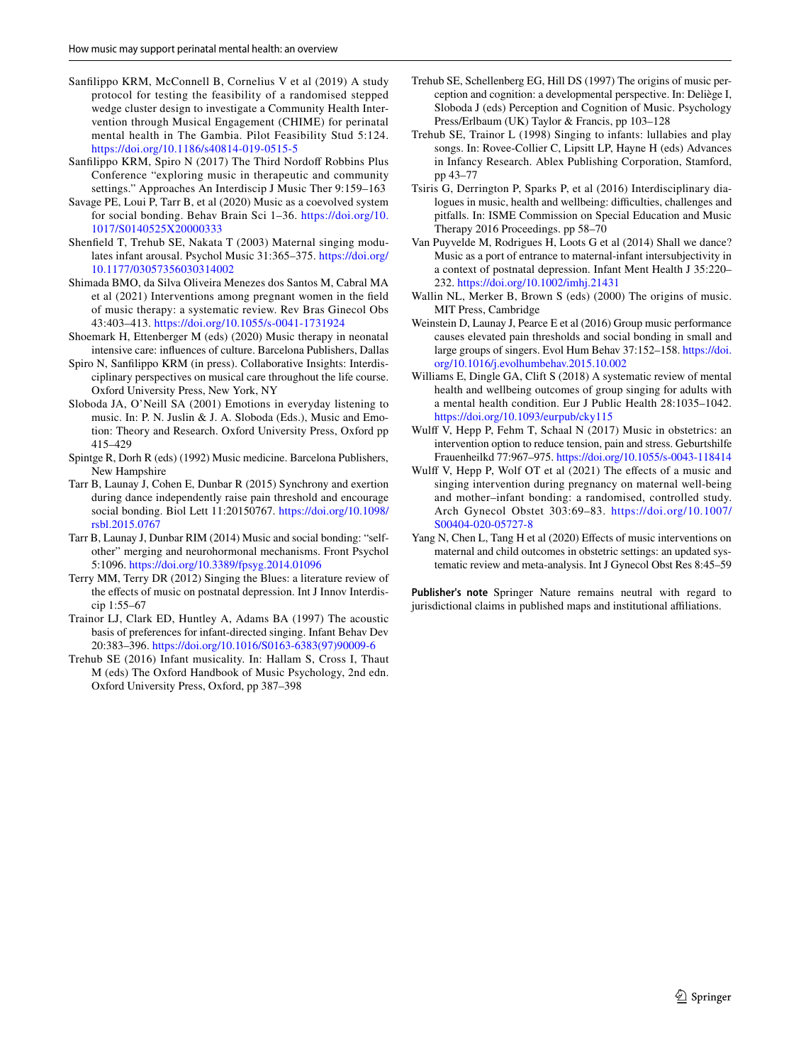Sanfilippo KRM, McConnell B, Cornelius V et al (2019) A study protocol for testing the feasibility of a randomised stepped wedge cluster design to investigate a Community Health Intervention through Musical Engagement (CHIME) for perinatal mental health in The Gambia. Pilot Feasibility Stud 5:124. https://doi.org/10.1186/s40814-019-0515-5

Sanfilippo KRM, Spiro N (2017) The Third Nordoff Robbins Plus Conference "exploring music in therapeutic and community settings." Approaches An Interdiscip J Music Ther 9:159–163

Savage PE, Loui P, Tarr B, et al (2020) Music as a coevolved system for social bonding. Behav Brain Sci 1–36. https://doi.org/10.1017/S0140525X20000333

Shenfield T, Trehub SE, Nakata T (2003) Maternal singing modulates infant arousal. Psychol Music 31:365–375. https://doi.org/10.1177/03057356030314002

Shimada BMO, da Silva Oliveira Menezes dos Santos M, Cabral MA et al (2021) Interventions among pregnant women in the field of music therapy: a systematic review. Rev Bras Ginecol Obs 43:403–413. https://doi.org/10.1055/s-0041-1731924

Shoemark H, Ettenberger M (eds) (2020) Music therapy in neonatal intensive care: influences of culture. Barcelona Publishers, Dallas

Spiro N, Sanfilippo KRM (in press). Collaborative Insights: Interdisciplinary perspectives on musical care throughout the life course. Oxford University Press, New York, NY

Sloboda JA, O'Neill SA (2001) Emotions in everyday listening to music. In: P. N. Juslin & J. A. Sloboda (Eds.), Music and Emotion: Theory and Research. Oxford University Press, Oxford pp 415–429

Spintge R, Dorh R (eds) (1992) Music medicine. Barcelona Publishers, New Hampshire

Tarr B, Launay J, Cohen E, Dunbar R (2015) Synchrony and exertion during dance independently raise pain threshold and encourage social bonding. Biol Lett 11:20150767. https://doi.org/10.1098/rsbl.2015.0767

Tarr B, Launay J, Dunbar RIM (2014) Music and social bonding: "self-other" merging and neurohormonal mechanisms. Front Psychol 5:1096. https://doi.org/10.3389/fpsyg.2014.01096

Terry MM, Terry DR (2012) Singing the Blues: a literature review of the effects of music on postnatal depression. Int J Innov Interdiscip 1:55–67

Trainor LJ, Clark ED, Huntley A, Adams BA (1997) The acoustic basis of preferences for infant-directed singing. Infant Behav Dev 20:383–396. https://doi.org/10.1016/S0163-6383(97)90009-6

Trehub SE (2016) Infant musicality. In: Hallam S, Cross I, Thaut M (eds) The Oxford Handbook of Music Psychology, 2nd edn. Oxford University Press, Oxford, pp 387–398

Trehub SE, Schellenberg EG, Hill DS (1997) The origins of music perception and cognition: a developmental perspective. In: Deliège I, Sloboda J (eds) Perception and Cognition of Music. Psychology Press/Erlbaum (UK) Taylor & Francis, pp 103–128

Trehub SE, Trainor L (1998) Singing to infants: lullabies and play songs. In: Rovee-Collier C, Lipsitt LP, Hayne H (eds) Advances in Infancy Research. Ablex Publishing Corporation, Stamford, pp 43–77

Tsiris G, Derrington P, Sparks P, et al (2016) Interdisciplinary dialogues in music, health and wellbeing: difficulties, challenges and pitfalls. In: ISME Commission on Special Education and Music Therapy 2016 Proceedings. pp 58–70

Van Puyvelde M, Rodrigues H, Loots G et al (2014) Shall we dance? Music as a port of entrance to maternal-infant intersubjectivity in a context of postnatal depression. Infant Ment Health J 35:220–232. https://doi.org/10.1002/imhj.21431

Wallin NL, Merker B, Brown S (eds) (2000) The origins of music. MIT Press, Cambridge

Weinstein D, Launay J, Pearce E et al (2016) Group music performance causes elevated pain thresholds and social bonding in small and large groups of singers. Evol Hum Behav 37:152–158. https://doi.org/10.1016/j.evolhumbehav.2015.10.002

Williams E, Dingle GA, Clift S (2018) A systematic review of mental health and wellbeing outcomes of group singing for adults with a mental health condition. Eur J Public Health 28:1035–1042. https://doi.org/10.1093/eurpub/cky115

Wulff V, Hepp P, Fehm T, Schaal N (2017) Music in obstetrics: an intervention option to reduce tension, pain and stress. Geburtshilfe Frauenheilkd 77:967–975. https://doi.org/10.1055/s-0043-118414

Wulff V, Hepp P, Wolf OT et al (2021) The effects of a music and singing intervention during pregnancy on maternal well-being and mother–infant bonding: a randomised, controlled study. Arch Gynecol Obstet 303:69–83. https://doi.org/10.1007/S00404-020-05727-8

Yang N, Chen L, Tang H et al (2020) Effects of music interventions on maternal and child outcomes in obstetric settings: an updated systematic review and meta-analysis. Int J Gynecol Obst Res 8:45–59

**Publisher's note** Springer Nature remains neutral with regard to jurisdictional claims in published maps and institutional affiliations.